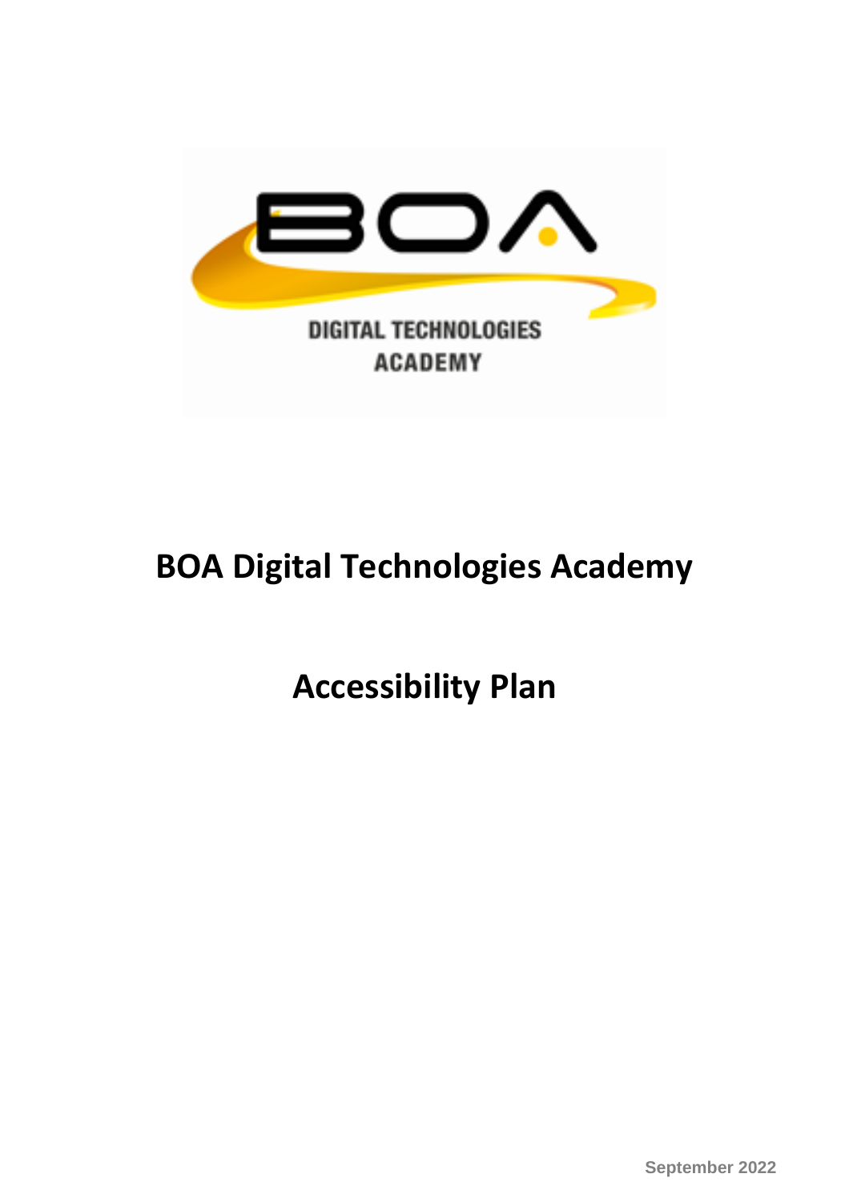# BOA Digital Technologies Academy

# Accessibility Plan

September 2022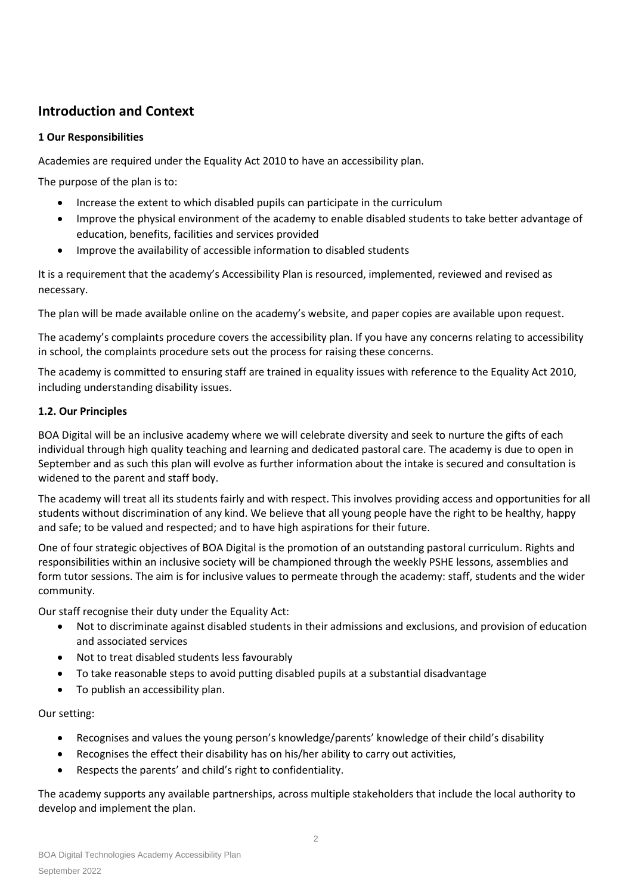## Introduction and Context

**1 Our Responsibilities**

Academies are required under the Equality Act 2010 to have an accessibility plan.

The purpose of the plan is to:

- Increase the extent to which disabled pupils can participate in the curriculum
- Improve the physical environment of the academy to enable disabled students to take better advantage of education, benefits, facilities and services provided
- Improve the availability of accessible information to disabled students

It is a requirement that the academy's Accessibility Plan is resourced, implemented, reviewed and revised as necessary.

The plan will be made available online on the academy's website, and paper copies are available upon request.

The academy's complaints procedure covers the accessibility plan. If you have any concerns relating to accessibility in school, the complaints procedure sets out the process for raising these concerns.

The academy is committed to ensuring staff are trained in equality issues with reference to the Equality Act 2010, including understanding disability issues.

**1.2. Our Principles**

BOA Digital will be an inclusive academy where we will celebrate diversity and seek to nurture the gifts of each individual through high quality teaching and learning and dedicated pastoral care. The academy is due to open in September and as such this plan will evolve as further information about the intake is secured and consultation is widened to the parent and staff body.

The academy will treat all its students fairly and with respect. This involves providing access and opportunities for all students without discrimination of any kind. We believe that all young people have the right to be healthy, happy and safe; to be valued and respected; and to have high aspirations for their future.

One of four strategic objectives of BOA Digital is the promotion of an outstanding pastoral curriculum. Rights and responsibilities within an inclusive society will be championed through the weekly PSHE lessons, assemblies and form tutor sessions. The aim is for inclusive values to permeate through the academy: staff, students and the wider community.

Our staff recognise their duty under the Equality Act:

- Not to discriminate against disabled students in their admissions and exclusions, and provision of education and associated services
- Not to treat disabled students less favourably
- To take reasonable steps to avoid putting disabled pupils at a substantial disadvantage
- To publish an accessibility plan.

Our setting:

- Recognises and values the young person's knowledge/parents' knowledge of their child's disability
- Recognises the effect their disability has on his/her ability to carry out activities,
- Respects the parents' and child's right to confidentiality.

The academy supports any available partnerships, across multiple stakeholders that include the local authority to develop and implement the plan.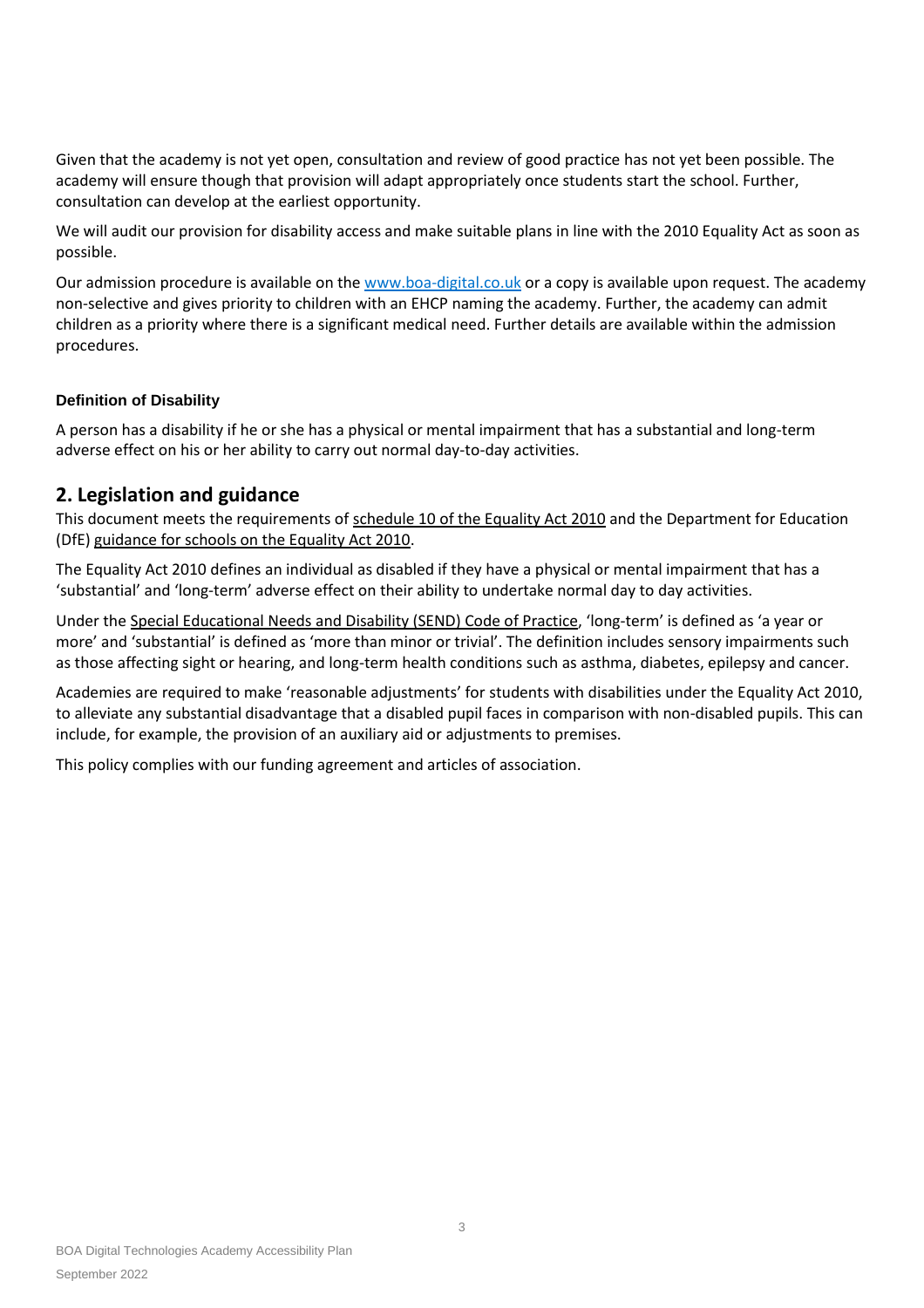Given that the academy is not yet open, consultation and review of good practice has not yet been possible. The academy will ensure though that provision will adapt appropriately once students start the school. Further, consultation can develop at the earliest opportunity.

We will audit our provision for disability access and make suitable plans in line with the 2010 Equality Act as soon as possible.

Our admission procedure is available on the [www.boa-digital.co.uk](http://www.boa-digital.co.uk) or a copy is available upon request. The academy non-selective and gives priority to children with an EHCP naming the academy. Further, the academy can admit children as a priority where there is a significant medical need. Further details are available within the admission procedures.

#### Definition of Disability

A person has a disability if he or she has a physical or mental impairment that has a substantial and long-term adverse effect on his or her ability to carry out normal day-to-day activities.

## 2. Legislation and guidance

This document meets the requirements of schedule 10 of the Equality Act 2010 and the Department for Education (DfE) guidance for schools on the Equality Act 2010.

The Equality Act 2010 defines an individual as disabled if they have a physical or mental impairment that has a 'substantial' and 'long-term' adverse effect on their ability to undertake normal day to day activities.

Under the Special Educational Needs and Disability (SEND) Code of Practice, 'long-term' is defined as 'a year or more' and 'substantial' is defined as 'more than minor or trivial'. The definition includes sensory impairments such as those affecting sight or hearing, and long-term health conditions such as asthma, diabetes, epilepsy and cancer.

Academies are required to make 'reasonable adjustments' for students with disabilities under the Equality Act 2010, to alleviate any substantial disadvantage that a disabled pupil faces in comparison with non-disabled pupils. This can include, for example, the provision of an auxiliary aid or adjustments to premises.

This policy complies with our funding agreement and articles of association.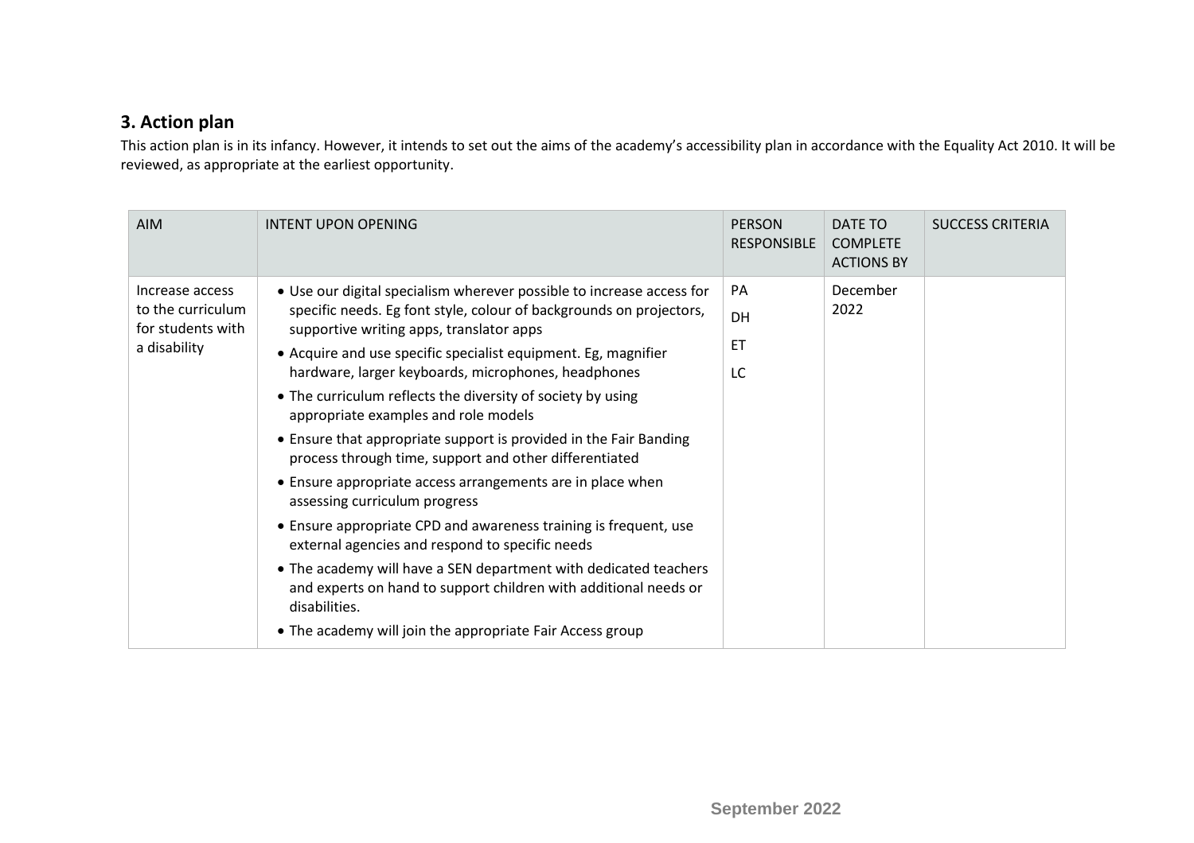## 3. Action plan

This action plan is in its infancy. However, it intends to set out the aims of the academy's accessibility plan in accordance with the Equality Act 2010. It will be reviewed, as appropriate at the earliest opportunity.

| AIM | INTENT UPON OPENING | PERSON RESPONSIBLE | DATE TO COMPLETE ACTIONS BY | SUCCESS CRITERIA |
|---|---|---|---|---|
| Increase access to the curriculum for students with a disability | • Use our digital specialism wherever possible to increase access for specific needs. Eg font style, colour of backgrounds on projectors, supportive writing apps, translator apps<br>• Acquire and use specific specialist equipment. Eg, magnifier hardware, larger keyboards, microphones, headphones<br>• The curriculum reflects the diversity of society by using appropriate examples and role models<br>• Ensure that appropriate support is provided in the Fair Banding process through time, support and other differentiated<br>• Ensure appropriate access arrangements are in place when assessing curriculum progress<br>• Ensure appropriate CPD and awareness training is frequent, use external agencies and respond to specific needs<br>• The academy will have a SEN department with dedicated teachers and experts on hand to support children with additional needs or disabilities.<br>• The academy will join the appropriate Fair Access group | PA<br>DH<br>ET<br>LC | December 2022 | |

September 2022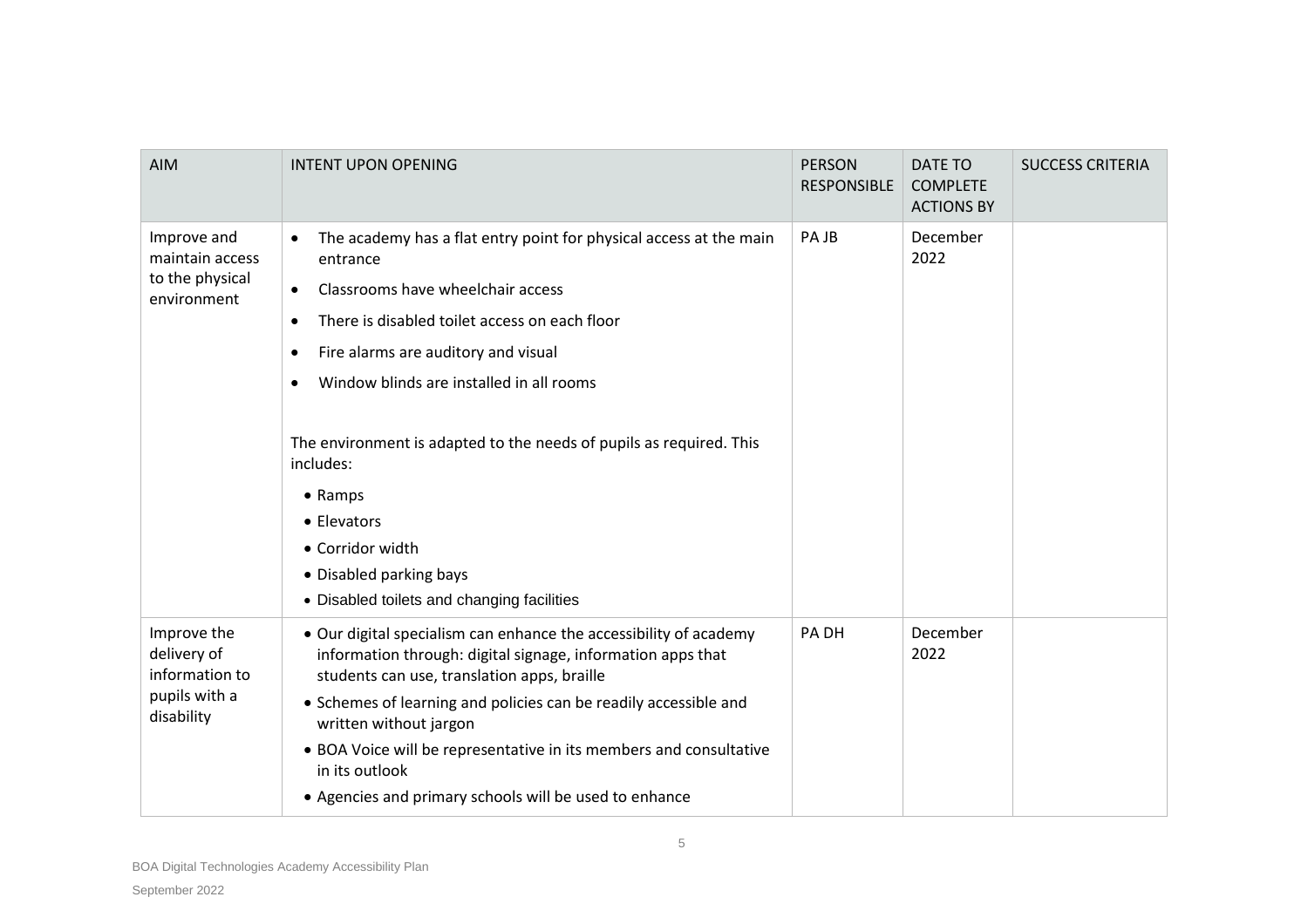| AIM | INTENT UPON OPENING | PERSON RESPONSIBLE | DATE TO COMPLETE ACTIONS BY | SUCCESS CRITERIA |
| --- | --- | --- | --- | --- |
| Improve and maintain access to the physical environment | • The academy has a flat entry point for physical access at the main entrance<br>• Classrooms have wheelchair access<br>• There is disabled toilet access on each floor<br>• Fire alarms are auditory and visual<br>• Window blinds are installed in all rooms<br><br>The environment is adapted to the needs of pupils as required. This includes:<br>• Ramps<br>• Elevators<br>• Corridor width<br>• Disabled parking bays<br>• Disabled toilets and changing facilities | PA JB | December 2022 | |
| Improve the delivery of information to pupils with a disability | • Our digital specialism can enhance the accessibility of academy information through: digital signage, information apps that students can use, translation apps, braille<br>• Schemes of learning and policies can be readily accessible and written without jargon<br>• BOA Voice will be representative in its members and consultative in its outlook<br>• Agencies and primary schools will be used to enhance | PA DH | December 2022 | |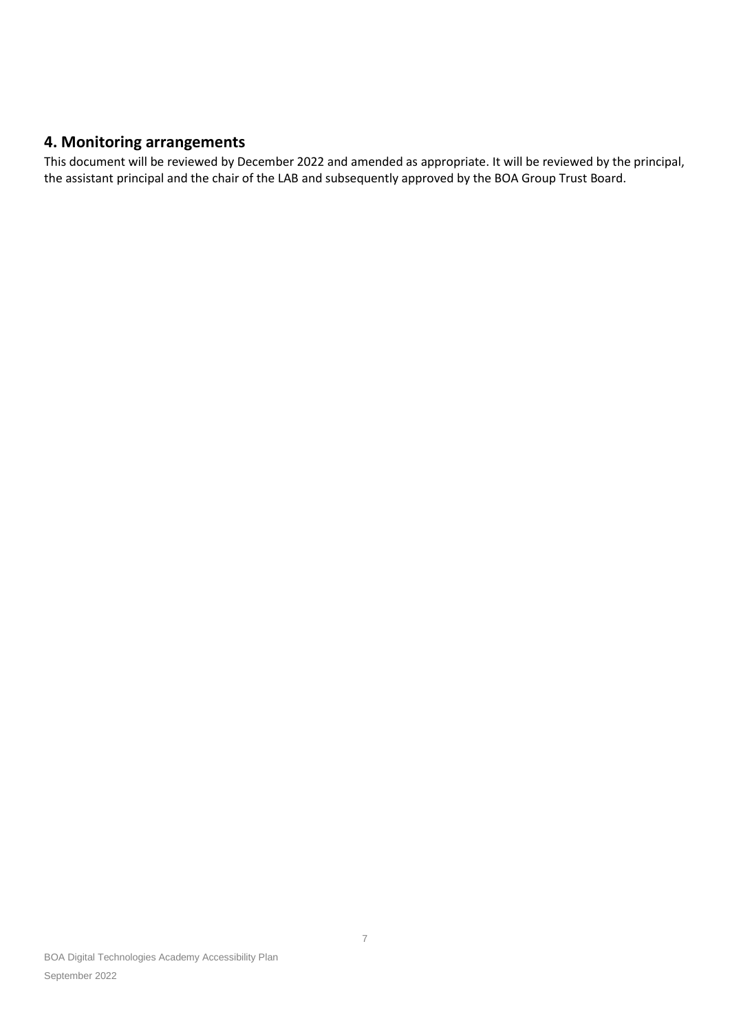## 4. Monitoring arrangements

This document will be reviewed by December 2022 and amended as appropriate. It will be reviewed by the principal, the assistant principal and the chair of the LAB and subsequently approved by the BOA Group Trust Board.